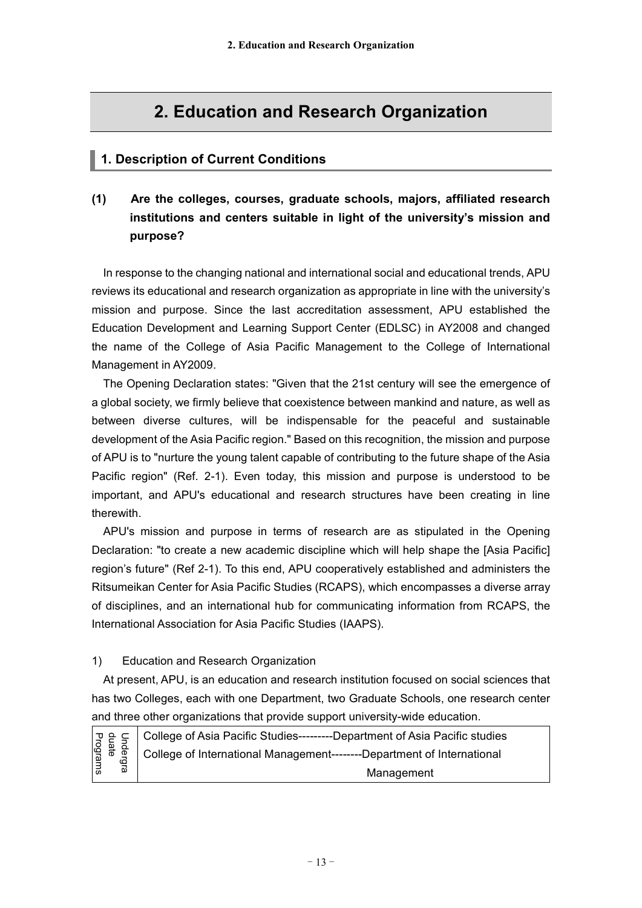# 2. Education and Research Organization

## 1. Description of Current Conditions

### (1) Are the colleges, courses, graduate schools, majors, affiliated research institutions and centers suitable in light of the university's mission and purpose?

In response to the changing national and international social and educational trends, APU reviews its educational and research organization as appropriate in line with the university's mission and purpose. Since the last accreditation assessment, APU established the Education Development and Learning Support Center (EDLSC) in AY2008 and changed the name of the College of Asia Pacific Management to the College of International Management in AY2009.

The Opening Declaration states: "Given that the 21st century will see the emergence of a global society, we firmly believe that coexistence between mankind and nature, as well as between diverse cultures, will be indispensable for the peaceful and sustainable development of the Asia Pacific region." Based on this recognition, the mission and purpose of APU is to "nurture the young talent capable of contributing to the future shape of the Asia Pacific region" (Ref. 2-1). Even today, this mission and purpose is understood to be important, and APU's educational and research structures have been creating in line therewith.

APU's mission and purpose in terms of research are as stipulated in the Opening Declaration: "to create a new academic discipline which will help shape the [Asia Pacific] region's future" (Ref 2-1). To this end, APU cooperatively established and administers the Ritsumeikan Center for Asia Pacific Studies (RCAPS), which encompasses a diverse array of disciplines, and an international hub for communicating information from RCAPS, the International Association for Asia Pacific Studies (IAAPS).

1) Education and Research Organization

At present, APU, is an education and research institution focused on social sciences that has two Colleges, each with one Department, two Graduate Schools, one research center and three other organizations that provide support university-wide education.

| Undergraduate Programs | College of Asia Pacific Studies---------Department of Asia Pacific studies<br>College of International Management--------Department of International Management |
|---|---|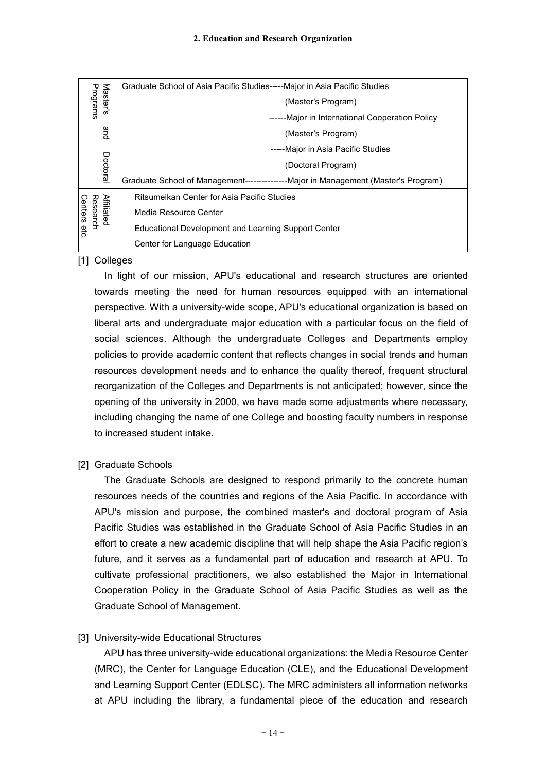## 2. Education and Research Organization

| | |
|---|---|
| Master's and Doctoral Programs | Graduate School of Asia Pacific Studies-----Major in Asia Pacific Studies (Master's Program) |
| | ------Major in International Cooperation Policy (Master's Program) |
| | -----Major in Asia Pacific Studies (Doctoral Program) |
| | Graduate School of Management---------------Major in Management (Master's Program) |
| Affiliated Research Centers etc. | Ritsumeikan Center for Asia Pacific Studies |
| | Media Resource Center |
| | Educational Development and Learning Support Center |
| | Center for Language Education |

[1] Colleges

In light of our mission, APU's educational and research structures are oriented towards meeting the need for human resources equipped with an international perspective. With a university-wide scope, APU's educational organization is based on liberal arts and undergraduate major education with a particular focus on the field of social sciences. Although the undergraduate Colleges and Departments employ policies to provide academic content that reflects changes in social trends and human resources development needs and to enhance the quality thereof, frequent structural reorganization of the Colleges and Departments is not anticipated; however, since the opening of the university in 2000, we have made some adjustments where necessary, including changing the name of one College and boosting faculty numbers in response to increased student intake.

[2] Graduate Schools

The Graduate Schools are designed to respond primarily to the concrete human resources needs of the countries and regions of the Asia Pacific. In accordance with APU's mission and purpose, the combined master's and doctoral program of Asia Pacific Studies was established in the Graduate School of Asia Pacific Studies in an effort to create a new academic discipline that will help shape the Asia Pacific region's future, and it serves as a fundamental part of education and research at APU. To cultivate professional practitioners, we also established the Major in International Cooperation Policy in the Graduate School of Asia Pacific Studies as well as the Graduate School of Management.

[3] University-wide Educational Structures

APU has three university-wide educational organizations: the Media Resource Center (MRC), the Center for Language Education (CLE), and the Educational Development and Learning Support Center (EDLSC). The MRC administers all information networks at APU including the library, a fundamental piece of the education and research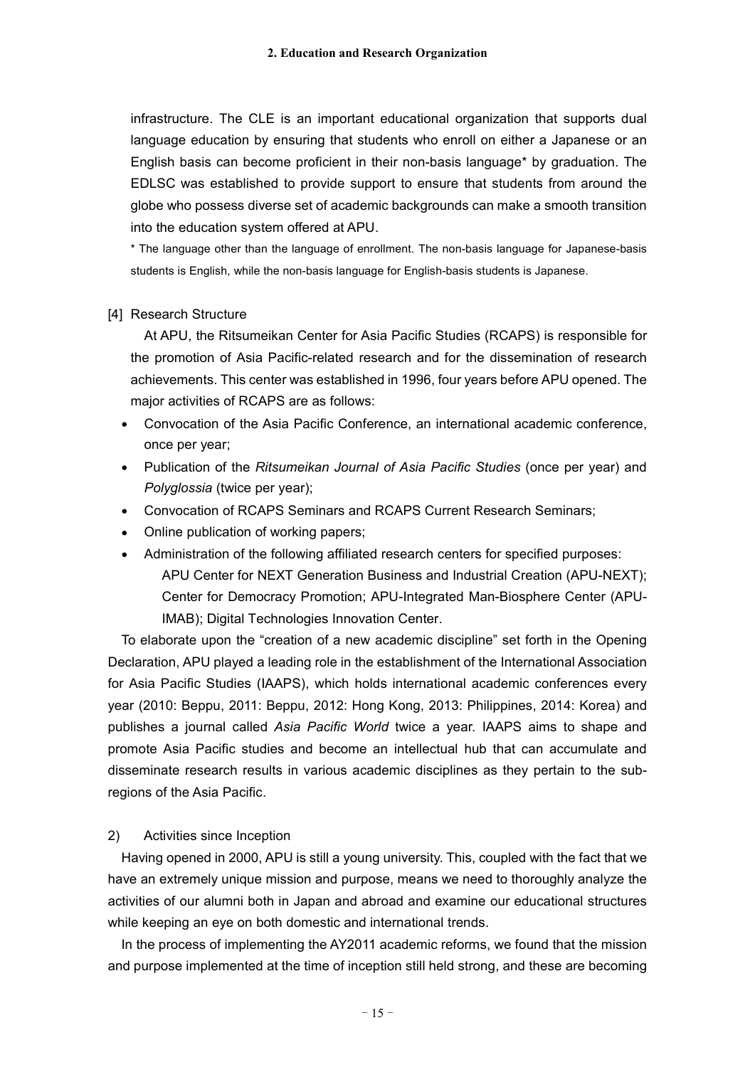infrastructure. The CLE is an important educational organization that supports dual language education by ensuring that students who enroll on either a Japanese or an English basis can become proficient in their non-basis language* by graduation. The EDLSC was established to provide support to ensure that students from around the globe who possess diverse set of academic backgrounds can make a smooth transition into the education system offered at APU.

\* The language other than the language of enrollment. The non-basis language for Japanese-basis students is English, while the non-basis language for English-basis students is Japanese.

[4] Research Structure

At APU, the Ritsumeikan Center for Asia Pacific Studies (RCAPS) is responsible for the promotion of Asia Pacific-related research and for the dissemination of research achievements. This center was established in 1996, four years before APU opened. The major activities of RCAPS are as follows:

- Convocation of the Asia Pacific Conference, an international academic conference, once per year;
- Publication of the *Ritsumeikan Journal of Asia Pacific Studies* (once per year) and *Polyglossia* (twice per year);
- Convocation of RCAPS Seminars and RCAPS Current Research Seminars;
- Online publication of working papers;
- Administration of the following affiliated research centers for specified purposes: APU Center for NEXT Generation Business and Industrial Creation (APU-NEXT); Center for Democracy Promotion; APU-Integrated Man-Biosphere Center (APU-IMAB); Digital Technologies Innovation Center.

To elaborate upon the “creation of a new academic discipline” set forth in the Opening Declaration, APU played a leading role in the establishment of the International Association for Asia Pacific Studies (IAAPS), which holds international academic conferences every year (2010: Beppu, 2011: Beppu, 2012: Hong Kong, 2013: Philippines, 2014: Korea) and publishes a journal called *Asia Pacific World* twice a year. IAAPS aims to shape and promote Asia Pacific studies and become an intellectual hub that can accumulate and disseminate research results in various academic disciplines as they pertain to the sub-regions of the Asia Pacific.

2) Activities since Inception

Having opened in 2000, APU is still a young university. This, coupled with the fact that we have an extremely unique mission and purpose, means we need to thoroughly analyze the activities of our alumni both in Japan and abroad and examine our educational structures while keeping an eye on both domestic and international trends.

In the process of implementing the AY2011 academic reforms, we found that the mission and purpose implemented at the time of inception still held strong, and these are becoming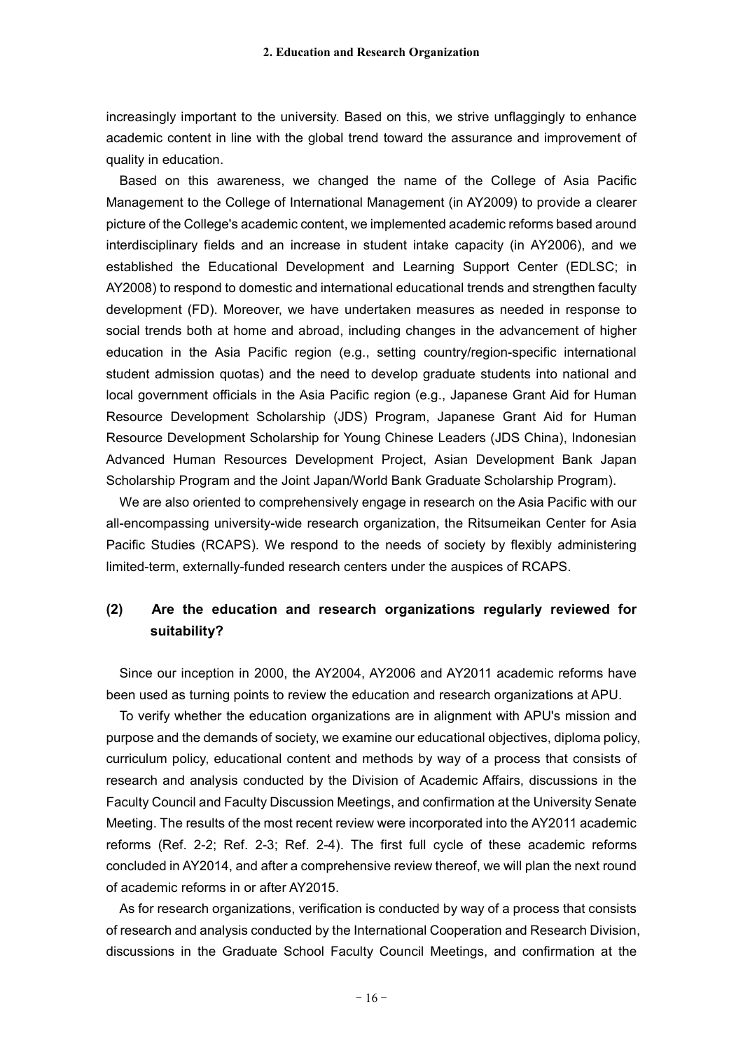increasingly important to the university. Based on this, we strive unflaggingly to enhance academic content in line with the global trend toward the assurance and improvement of quality in education.

Based on this awareness, we changed the name of the College of Asia Pacific Management to the College of International Management (in AY2009) to provide a clearer picture of the College's academic content, we implemented academic reforms based around interdisciplinary fields and an increase in student intake capacity (in AY2006), and we established the Educational Development and Learning Support Center (EDLSC; in AY2008) to respond to domestic and international educational trends and strengthen faculty development (FD). Moreover, we have undertaken measures as needed in response to social trends both at home and abroad, including changes in the advancement of higher education in the Asia Pacific region (e.g., setting country/region-specific international student admission quotas) and the need to develop graduate students into national and local government officials in the Asia Pacific region (e.g., Japanese Grant Aid for Human Resource Development Scholarship (JDS) Program, Japanese Grant Aid for Human Resource Development Scholarship for Young Chinese Leaders (JDS China), Indonesian Advanced Human Resources Development Project, Asian Development Bank Japan Scholarship Program and the Joint Japan/World Bank Graduate Scholarship Program).

We are also oriented to comprehensively engage in research on the Asia Pacific with our all-encompassing university-wide research organization, the Ritsumeikan Center for Asia Pacific Studies (RCAPS). We respond to the needs of society by flexibly administering limited-term, externally-funded research centers under the auspices of RCAPS.

### (2) Are the education and research organizations regularly reviewed for suitability?

Since our inception in 2000, the AY2004, AY2006 and AY2011 academic reforms have been used as turning points to review the education and research organizations at APU.

To verify whether the education organizations are in alignment with APU's mission and purpose and the demands of society, we examine our educational objectives, diploma policy, curriculum policy, educational content and methods by way of a process that consists of research and analysis conducted by the Division of Academic Affairs, discussions in the Faculty Council and Faculty Discussion Meetings, and confirmation at the University Senate Meeting. The results of the most recent review were incorporated into the AY2011 academic reforms (Ref. 2-2; Ref. 2-3; Ref. 2-4). The first full cycle of these academic reforms concluded in AY2014, and after a comprehensive review thereof, we will plan the next round of academic reforms in or after AY2015.

As for research organizations, verification is conducted by way of a process that consists of research and analysis conducted by the International Cooperation and Research Division, discussions in the Graduate School Faculty Council Meetings, and confirmation at the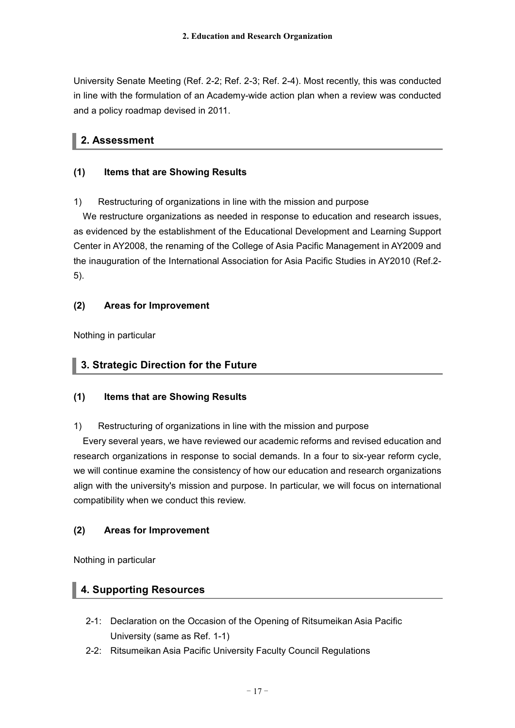University Senate Meeting (Ref. 2-2; Ref. 2-3; Ref. 2-4). Most recently, this was conducted in line with the formulation of an Academy-wide action plan when a review was conducted and a policy roadmap devised in 2011.

## 2. Assessment

### (1) Items that are Showing Results

1) Restructuring of organizations in line with the mission and purpose

We restructure organizations as needed in response to education and research issues, as evidenced by the establishment of the Educational Development and Learning Support Center in AY2008, the renaming of the College of Asia Pacific Management in AY2009 and the inauguration of the International Association for Asia Pacific Studies in AY2010 (Ref.2-5).

### (2) Areas for Improvement

Nothing in particular

## 3. Strategic Direction for the Future

### (1) Items that are Showing Results

1) Restructuring of organizations in line with the mission and purpose

Every several years, we have reviewed our academic reforms and revised education and research organizations in response to social demands. In a four to six-year reform cycle, we will continue examine the consistency of how our education and research organizations align with the university's mission and purpose. In particular, we will focus on international compatibility when we conduct this review.

### (2) Areas for Improvement

Nothing in particular

## 4. Supporting Resources

- 2-1: Declaration on the Occasion of the Opening of Ritsumeikan Asia Pacific University (same as Ref. 1-1)
- 2-2: Ritsumeikan Asia Pacific University Faculty Council Regulations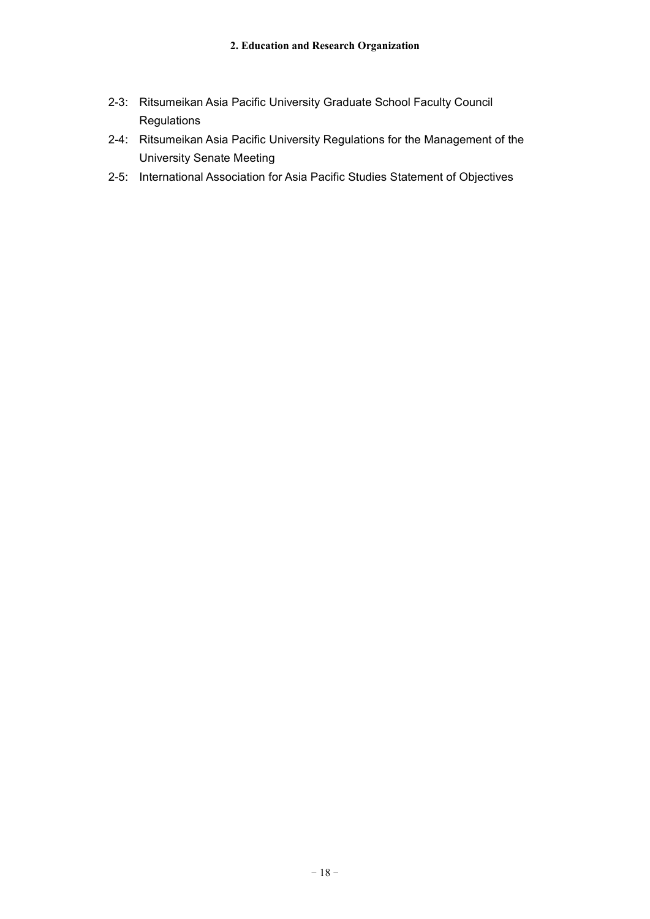- 2-3: Ritsumeikan Asia Pacific University Graduate School Faculty Council Regulations
- 2-4: Ritsumeikan Asia Pacific University Regulations for the Management of the University Senate Meeting
- 2-5: International Association for Asia Pacific Studies Statement of Objectives